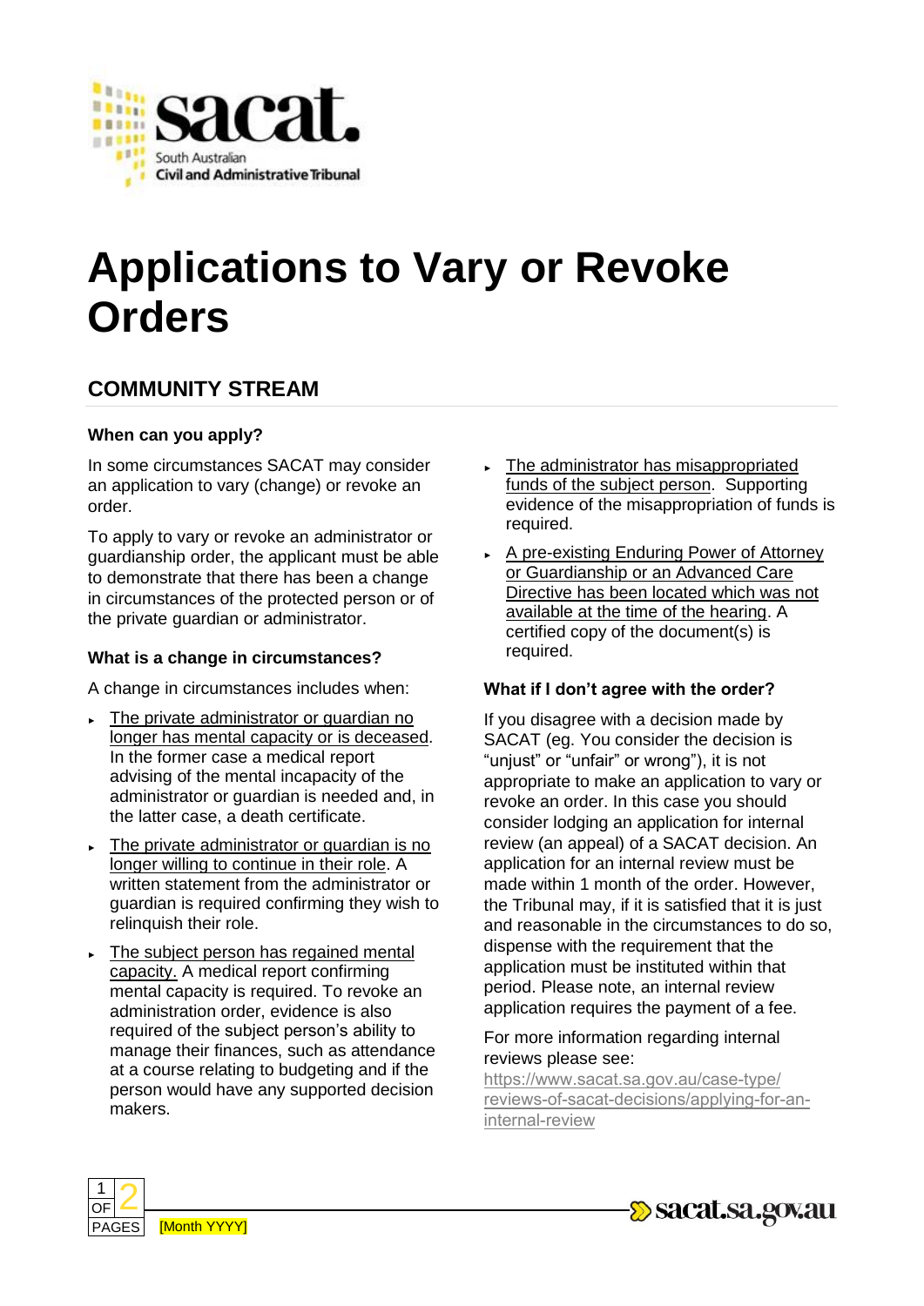# Applications to Vary or Revoke Orders

## COMMUNITY STREAM

### When can you apply?

In some circumstances SACAT may consider an application to vary (change) or revoke an order.

To apply to vary or revoke an administrator or guardianship order, the applicant must be able to demonstrate that there has been a change in circumstances of the protected person or of the private guardian or administrator.

### What is a change in circumstances?

A change in circumstances includes when:

- The private administrator or guardian no longer has mental capacity or is deceased. In the former case a medical report advising of the mental incapacity of the administrator or guardian is needed and, in the latter case, a death certificate.
- The private administrator or guardian is no longer willing to continue in their role. A written statement from the administrator or guardian is required confirming they wish to relinquish their role.
- The subject person has regained mental capacity. A medical report confirming mental capacity is required. To revoke an administration order, evidence is also required of the subject person's ability to manage their finances, such as attendance at a course relating to budgeting and if the person would have any supported decision makers.
- The administrator has misappropriated funds of the subject person. Supporting evidence of the misappropriation of funds is required.
- A pre-existing Enduring Power of Attorney or Guardianship or an Advanced Care Directive has been located which was not available at the time of the hearing. A certified copy of the document(s) is required.

### What if I don't agree with the order?

If you disagree with a decision made by SACAT (eg. You consider the decision is "unjust" or "unfair" or wrong"), it is not appropriate to make an application to vary or revoke an order. In this case you should consider lodging an application for internal review (an appeal) of a SACAT decision. An application for an internal review must be made within 1 month of the order. However, the Tribunal may, if it is satisfied that it is just and reasonable in the circumstances to do so, dispense with the requirement that the application must be instituted within that period. Please note, an internal review application requires the payment of a fee.

For more information regarding internal reviews please see: https://www.sacat.sa.gov.au/case-type/reviews-of-sacat-decisions/applying-for-an-internal-review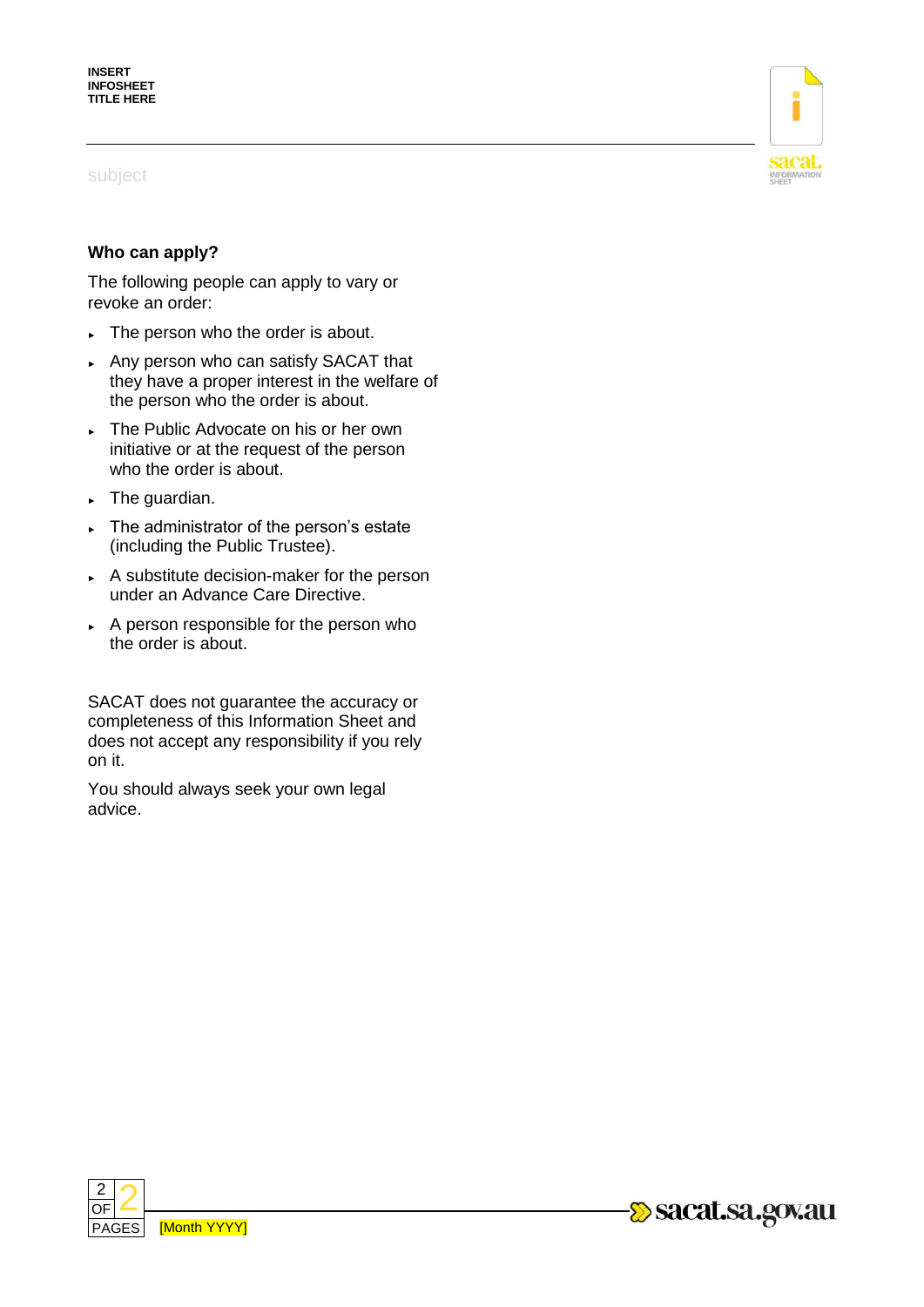## Who can apply?

The following people can apply to vary or revoke an order:

- The person who the order is about.
- Any person who can satisfy SACAT that they have a proper interest in the welfare of the person who the order is about.
- The Public Advocate on his or her own initiative or at the request of the person who the order is about.
- The guardian.
- The administrator of the person's estate (including the Public Trustee).
- A substitute decision-maker for the person under an Advance Care Directive.
- A person responsible for the person who the order is about.

SACAT does not guarantee the accuracy or completeness of this Information Sheet and does not accept any responsibility if you rely on it.

You should always seek your own legal advice.